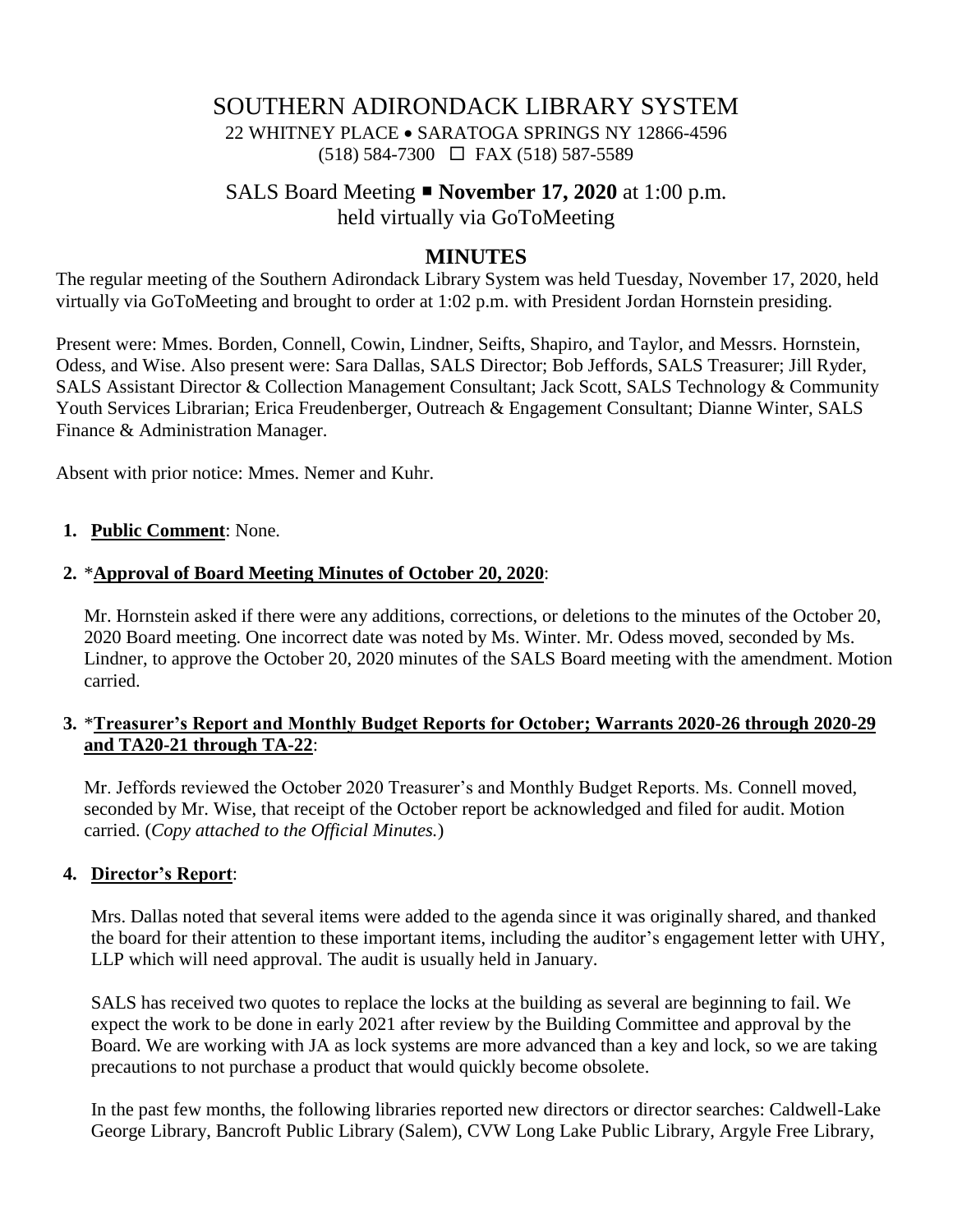# SOUTHERN ADIRONDACK LIBRARY SYSTEM

22 WHITNEY PLACE • SARATOGA SPRINGS NY 12866-4596
(518) 584-7300 ☐ FAX (518) 587-5589

## SALS Board Meeting ▪ **November 17, 2020** at 1:00 p.m.
held virtually via GoToMeeting

## MINUTES

The regular meeting of the Southern Adirondack Library System was held Tuesday, November 17, 2020, held virtually via GoToMeeting and brought to order at 1:02 p.m. with President Jordan Hornstein presiding.

Present were: Mmes. Borden, Connell, Cowin, Lindner, Seifts, Shapiro, and Taylor, and Messrs. Hornstein, Odess, and Wise. Also present were: Sara Dallas, SALS Director; Bob Jeffords, SALS Treasurer; Jill Ryder, SALS Assistant Director & Collection Management Consultant; Jack Scott, SALS Technology & Community Youth Services Librarian; Erica Freudenberger, Outreach & Engagement Consultant; Dianne Winter, SALS Finance & Administration Manager.

Absent with prior notice: Mmes. Nemer and Kuhr.

1. **Public Comment**: None.

2. *__Approval of Board Meeting Minutes of October 20, 2020__:

   Mr. Hornstein asked if there were any additions, corrections, or deletions to the minutes of the October 20, 2020 Board meeting. One incorrect date was noted by Ms. Winter. Mr. Odess moved, seconded by Ms. Lindner, to approve the October 20, 2020 minutes of the SALS Board meeting with the amendment. Motion carried.

3. *__Treasurer's Report and Monthly Budget Reports for October; Warrants 2020-26 through 2020-29 and TA20-21 through TA-22__:

   Mr. Jeffords reviewed the October 2020 Treasurer's and Monthly Budget Reports. Ms. Connell moved, seconded by Mr. Wise, that receipt of the October report be acknowledged and filed for audit. Motion carried. (*Copy attached to the Official Minutes.*)

4. **Director's Report**:

   Mrs. Dallas noted that several items were added to the agenda since it was originally shared, and thanked the board for their attention to these important items, including the auditor's engagement letter with UHY, LLP which will need approval. The audit is usually held in January.

   SALS has received two quotes to replace the locks at the building as several are beginning to fail. We expect the work to be done in early 2021 after review by the Building Committee and approval by the Board. We are working with JA as lock systems are more advanced than a key and lock, so we are taking precautions to not purchase a product that would quickly become obsolete.

   In the past few months, the following libraries reported new directors or director searches: Caldwell-Lake George Library, Bancroft Public Library (Salem), CVW Long Lake Public Library, Argyle Free Library,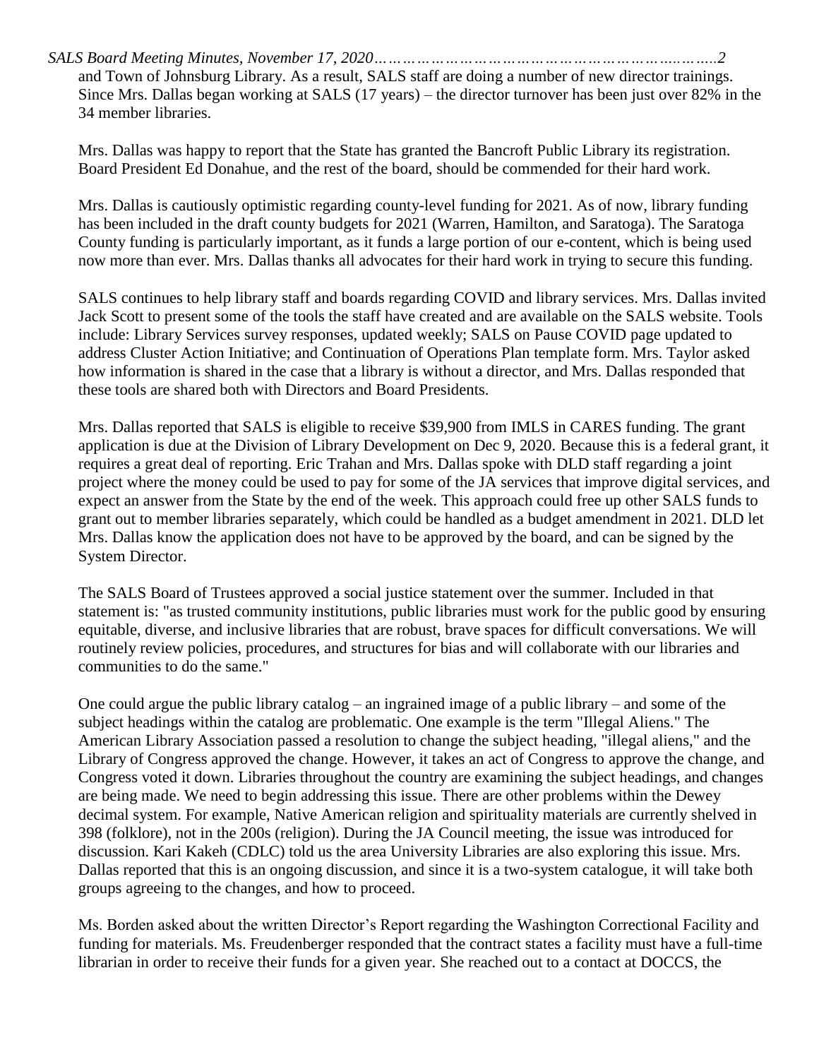and Town of Johnsburg Library. As a result, SALS staff are doing a number of new director trainings. Since Mrs. Dallas began working at SALS (17 years) – the director turnover has been just over 82% in the 34 member libraries.

Mrs. Dallas was happy to report that the State has granted the Bancroft Public Library its registration. Board President Ed Donahue, and the rest of the board, should be commended for their hard work.

Mrs. Dallas is cautiously optimistic regarding county-level funding for 2021. As of now, library funding has been included in the draft county budgets for 2021 (Warren, Hamilton, and Saratoga). The Saratoga County funding is particularly important, as it funds a large portion of our e-content, which is being used now more than ever. Mrs. Dallas thanks all advocates for their hard work in trying to secure this funding.

SALS continues to help library staff and boards regarding COVID and library services. Mrs. Dallas invited Jack Scott to present some of the tools the staff have created and are available on the SALS website. Tools include: Library Services survey responses, updated weekly; SALS on Pause COVID page updated to address Cluster Action Initiative; and Continuation of Operations Plan template form. Mrs. Taylor asked how information is shared in the case that a library is without a director, and Mrs. Dallas responded that these tools are shared both with Directors and Board Presidents.

Mrs. Dallas reported that SALS is eligible to receive $39,900 from IMLS in CARES funding. The grant application is due at the Division of Library Development on Dec 9, 2020. Because this is a federal grant, it requires a great deal of reporting. Eric Trahan and Mrs. Dallas spoke with DLD staff regarding a joint project where the money could be used to pay for some of the JA services that improve digital services, and expect an answer from the State by the end of the week. This approach could free up other SALS funds to grant out to member libraries separately, which could be handled as a budget amendment in 2021. DLD let Mrs. Dallas know the application does not have to be approved by the board, and can be signed by the System Director.

The SALS Board of Trustees approved a social justice statement over the summer. Included in that statement is: "as trusted community institutions, public libraries must work for the public good by ensuring equitable, diverse, and inclusive libraries that are robust, brave spaces for difficult conversations. We will routinely review policies, procedures, and structures for bias and will collaborate with our libraries and communities to do the same."

One could argue the public library catalog – an ingrained image of a public library – and some of the subject headings within the catalog are problematic. One example is the term "Illegal Aliens." The American Library Association passed a resolution to change the subject heading, "illegal aliens," and the Library of Congress approved the change. However, it takes an act of Congress to approve the change, and Congress voted it down. Libraries throughout the country are examining the subject headings, and changes are being made. We need to begin addressing this issue. There are other problems within the Dewey decimal system. For example, Native American religion and spirituality materials are currently shelved in 398 (folklore), not in the 200s (religion). During the JA Council meeting, the issue was introduced for discussion. Kari Kakeh (CDLC) told us the area University Libraries are also exploring this issue. Mrs. Dallas reported that this is an ongoing discussion, and since it is a two-system catalogue, it will take both groups agreeing to the changes, and how to proceed.

Ms. Borden asked about the written Director's Report regarding the Washington Correctional Facility and funding for materials. Ms. Freudenberger responded that the contract states a facility must have a full-time librarian in order to receive their funds for a given year. She reached out to a contact at DOCCS, the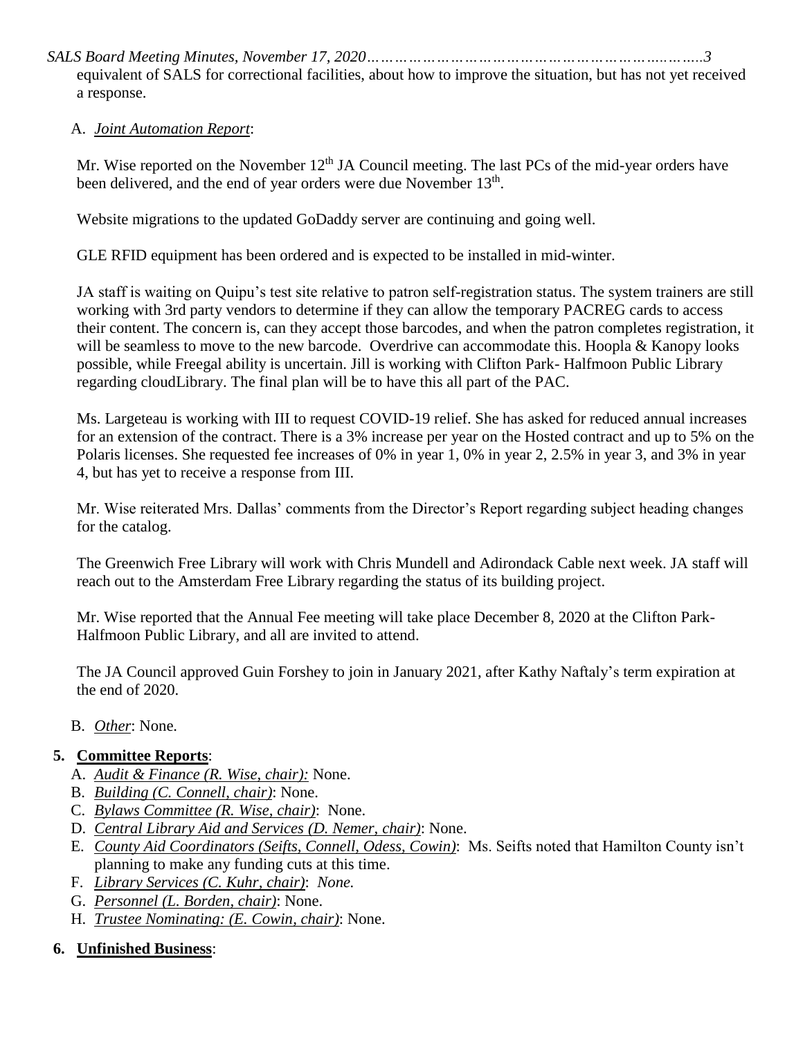equivalent of SALS for correctional facilities, about how to improve the situation, but has not yet received a response.

A. *Joint Automation Report*:

Mr. Wise reported on the November 12th JA Council meeting. The last PCs of the mid-year orders have been delivered, and the end of year orders were due November 13th.

Website migrations to the updated GoDaddy server are continuing and going well.

GLE RFID equipment has been ordered and is expected to be installed in mid-winter.

JA staff is waiting on Quipu's test site relative to patron self-registration status. The system trainers are still working with 3rd party vendors to determine if they can allow the temporary PACREG cards to access their content. The concern is, can they accept those barcodes, and when the patron completes registration, it will be seamless to move to the new barcode. Overdrive can accommodate this. Hoopla & Kanopy looks possible, while Freegal ability is uncertain. Jill is working with Clifton Park- Halfmoon Public Library regarding cloudLibrary. The final plan will be to have this all part of the PAC.

Ms. Largeteau is working with III to request COVID-19 relief. She has asked for reduced annual increases for an extension of the contract. There is a 3% increase per year on the Hosted contract and up to 5% on the Polaris licenses. She requested fee increases of 0% in year 1, 0% in year 2, 2.5% in year 3, and 3% in year 4, but has yet to receive a response from III.

Mr. Wise reiterated Mrs. Dallas' comments from the Director's Report regarding subject heading changes for the catalog.

The Greenwich Free Library will work with Chris Mundell and Adirondack Cable next week. JA staff will reach out to the Amsterdam Free Library regarding the status of its building project.

Mr. Wise reported that the Annual Fee meeting will take place December 8, 2020 at the Clifton Park-Halfmoon Public Library, and all are invited to attend.

The JA Council approved Guin Forshey to join in January 2021, after Kathy Naftaly's term expiration at the end of 2020.

B. *Other*: None.

**5. Committee Reports**:

A. *Audit & Finance (R. Wise, chair):* None.
B. *Building (C. Connell, chair)*: None.
C. *Bylaws Committee (R. Wise, chair)*: None.
D. *Central Library Aid and Services (D. Nemer, chair)*: None.
E. *County Aid Coordinators (Seifts, Connell, Odess, Cowin)*: Ms. Seifts noted that Hamilton County isn't planning to make any funding cuts at this time.
F. *Library Services (C. Kuhr, chair)*: *None.*
G. *Personnel (L. Borden, chair)*: None.
H. *Trustee Nominating: (E. Cowin, chair)*: None.

**6. Unfinished Business**: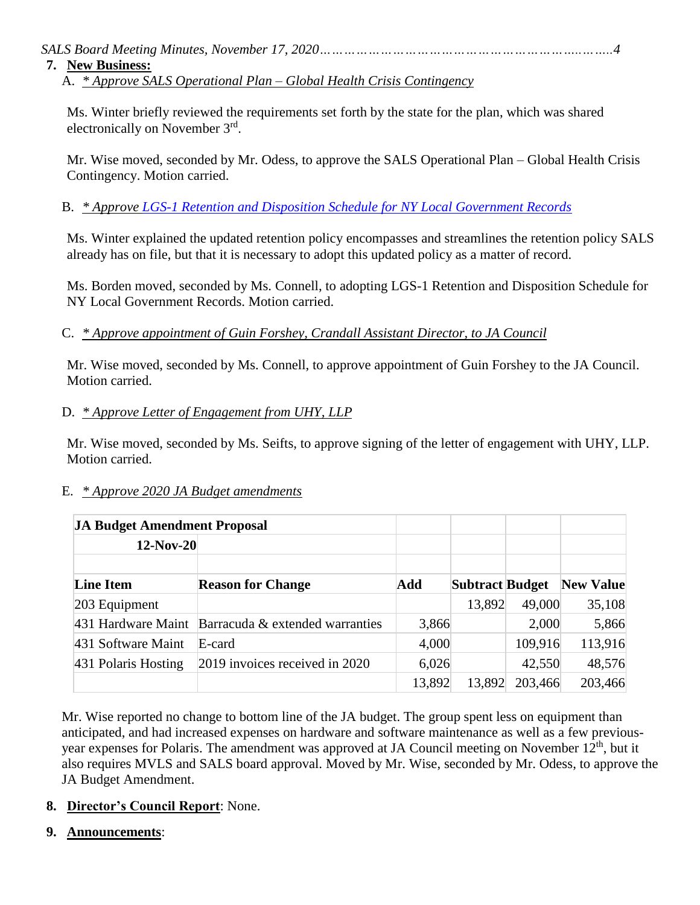7. **New Business:**

A. *\* Approve SALS Operational Plan – Global Health Crisis Contingency*

Ms. Winter briefly reviewed the requirements set forth by the state for the plan, which was shared electronically on November 3rd.

Mr. Wise moved, seconded by Mr. Odess, to approve the SALS Operational Plan – Global Health Crisis Contingency. Motion carried.

B. *\* Approve LGS-1 Retention and Disposition Schedule for NY Local Government Records*

Ms. Winter explained the updated retention policy encompasses and streamlines the retention policy SALS already has on file, but that it is necessary to adopt this updated policy as a matter of record.

Ms. Borden moved, seconded by Ms. Connell, to adopting LGS-1 Retention and Disposition Schedule for NY Local Government Records. Motion carried.

C. *\* Approve appointment of Guin Forshey, Crandall Assistant Director, to JA Council*

Mr. Wise moved, seconded by Ms. Connell, to approve appointment of Guin Forshey to the JA Council. Motion carried.

D. *\* Approve Letter of Engagement from UHY, LLP*

Mr. Wise moved, seconded by Ms. Seifts, to approve signing of the letter of engagement with UHY, LLP. Motion carried.

E. *\* Approve 2020 JA Budget amendments*

**JA Budget Amendment Proposal**

**12-Nov-20**

| Line Item | Reason for Change | Add | Subtract | Budget | New Value |
|---|---|---|---|---|---|
| 203 Equipment | | | 13,892 | 49,000 | 35,108 |
| 431 Hardware Maint | Barracuda & extended warranties | 3,866 | | 2,000 | 5,866 |
| 431 Software Maint | E-card | 4,000 | | 109,916 | 113,916 |
| 431 Polaris Hosting | 2019 invoices received in 2020 | 6,026 | | 42,550 | 48,576 |
| | | 13,892 | 13,892 | 203,466 | 203,466 |

Mr. Wise reported no change to bottom line of the JA budget. The group spent less on equipment than anticipated, and had increased expenses on hardware and software maintenance as well as a few previous-year expenses for Polaris. The amendment was approved at JA Council meeting on November 12th, but it also requires MVLS and SALS board approval. Moved by Mr. Wise, seconded by Mr. Odess, to approve the JA Budget Amendment.

8. **Director's Council Report**: None.

9. **Announcements**: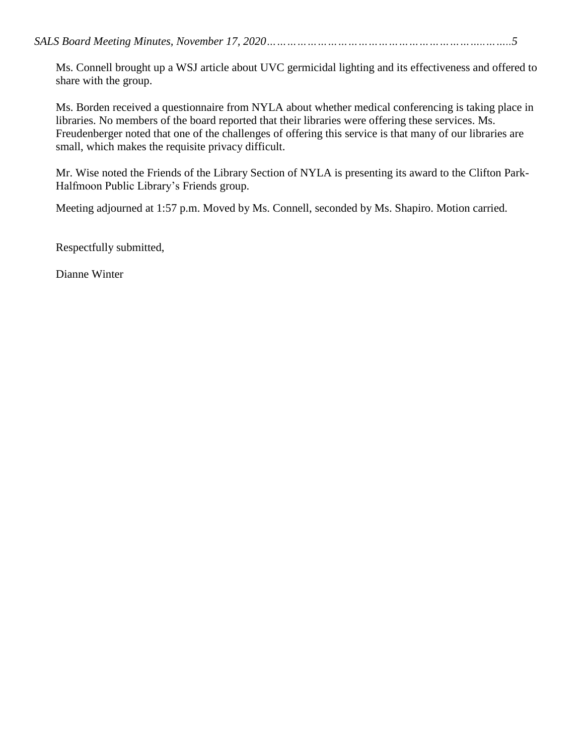Ms. Connell brought up a WSJ article about UVC germicidal lighting and its effectiveness and offered to share with the group.

Ms. Borden received a questionnaire from NYLA about whether medical conferencing is taking place in libraries. No members of the board reported that their libraries were offering these services. Ms. Freudenberger noted that one of the challenges of offering this service is that many of our libraries are small, which makes the requisite privacy difficult.

Mr. Wise noted the Friends of the Library Section of NYLA is presenting its award to the Clifton Park-Halfmoon Public Library's Friends group.

Meeting adjourned at 1:57 p.m. Moved by Ms. Connell, seconded by Ms. Shapiro. Motion carried.

Respectfully submitted,

Dianne Winter